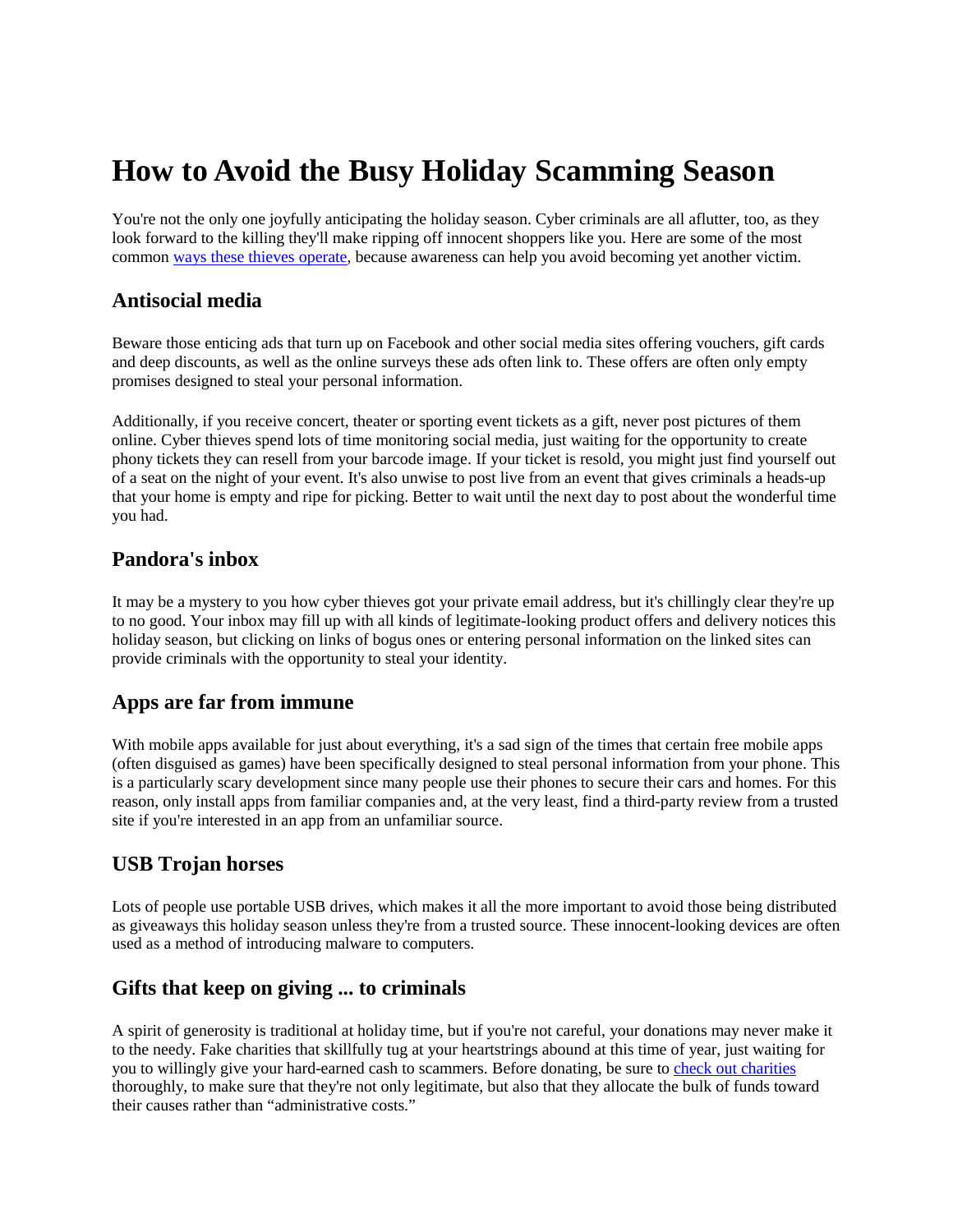# How to Avoid the Busy Holiday Scamming Season

You're not the only one joyfully anticipating the holiday season. Cyber criminals are all aflutter, too, as they look forward to the killing they'll make ripping off innocent shoppers like you. Here are some of the most common [ways these thieves operate](), because awareness can help you avoid becoming yet another victim.

## Antisocial media

Beware those enticing ads that turn up on Facebook and other social media sites offering vouchers, gift cards and deep discounts, as well as the online surveys these ads often link to. These offers are often only empty promises designed to steal your personal information.

Additionally, if you receive concert, theater or sporting event tickets as a gift, never post pictures of them online. Cyber thieves spend lots of time monitoring social media, just waiting for the opportunity to create phony tickets they can resell from your barcode image. If your ticket is resold, you might just find yourself out of a seat on the night of your event. It's also unwise to post live from an event that gives criminals a heads-up that your home is empty and ripe for picking. Better to wait until the next day to post about the wonderful time you had.

## Pandora's inbox

It may be a mystery to you how cyber thieves got your private email address, but it's chillingly clear they're up to no good. Your inbox may fill up with all kinds of legitimate-looking product offers and delivery notices this holiday season, but clicking on links of bogus ones or entering personal information on the linked sites can provide criminals with the opportunity to steal your identity.

## Apps are far from immune

With mobile apps available for just about everything, it's a sad sign of the times that certain free mobile apps (often disguised as games) have been specifically designed to steal personal information from your phone. This is a particularly scary development since many people use their phones to secure their cars and homes. For this reason, only install apps from familiar companies and, at the very least, find a third-party review from a trusted site if you're interested in an app from an unfamiliar source.

## USB Trojan horses

Lots of people use portable USB drives, which makes it all the more important to avoid those being distributed as giveaways this holiday season unless they're from a trusted source. These innocent-looking devices are often used as a method of introducing malware to computers.

## Gifts that keep on giving ... to criminals

A spirit of generosity is traditional at holiday time, but if you're not careful, your donations may never make it to the needy. Fake charities that skillfully tug at your heartstrings abound at this time of year, just waiting for you to willingly give your hard-earned cash to scammers. Before donating, be sure to [check out charities]() thoroughly, to make sure that they're not only legitimate, but also that they allocate the bulk of funds toward their causes rather than "administrative costs."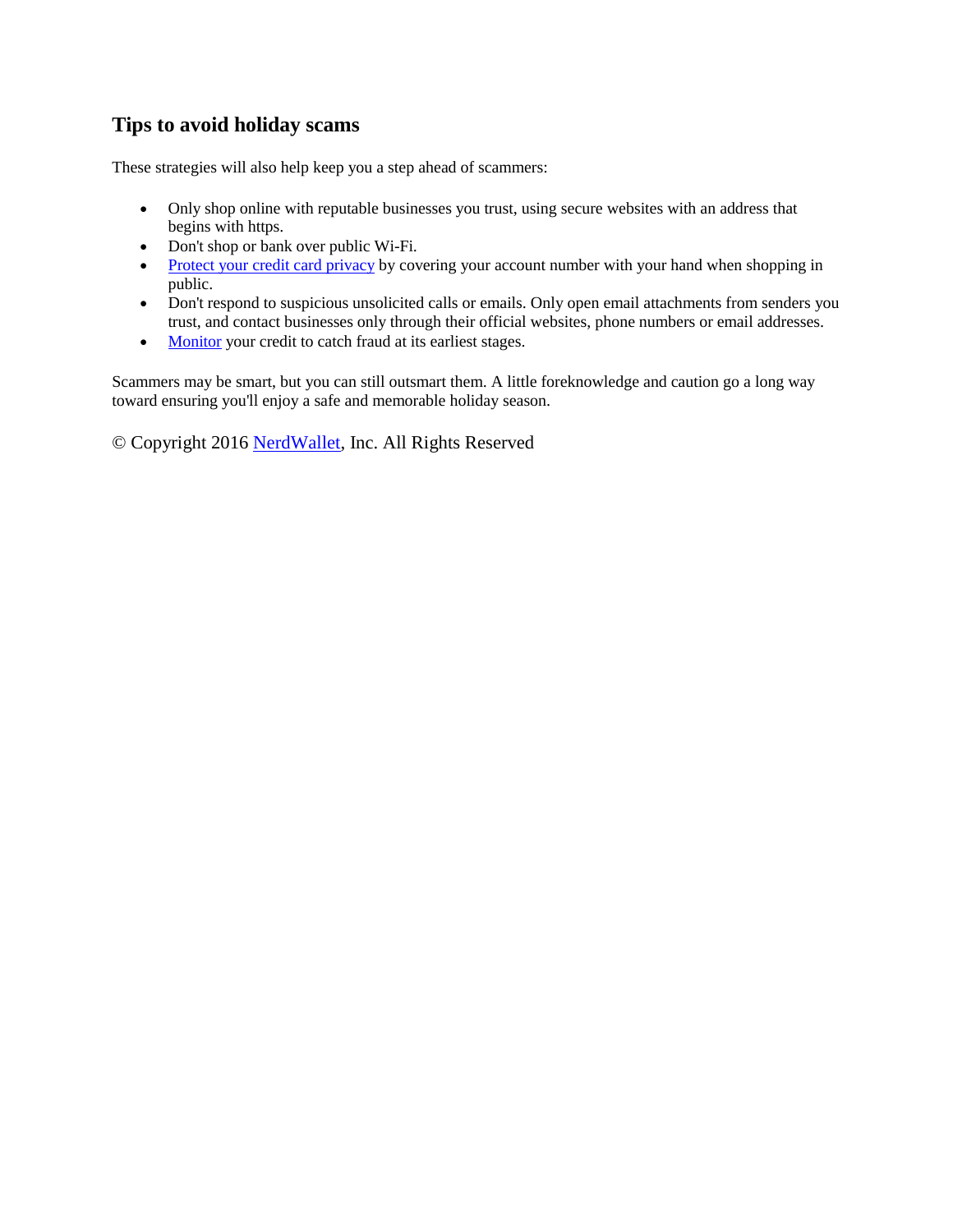## Tips to avoid holiday scams

These strategies will also help keep you a step ahead of scammers:

- Only shop online with reputable businesses you trust, using secure websites with an address that begins with https.
- Don't shop or bank over public Wi-Fi.
- Protect your credit card privacy by covering your account number with your hand when shopping in public.
- Don't respond to suspicious unsolicited calls or emails. Only open email attachments from senders you trust, and contact businesses only through their official websites, phone numbers or email addresses.
- Monitor your credit to catch fraud at its earliest stages.

Scammers may be smart, but you can still outsmart them. A little foreknowledge and caution go a long way toward ensuring you'll enjoy a safe and memorable holiday season.

© Copyright 2016 NerdWallet, Inc. All Rights Reserved